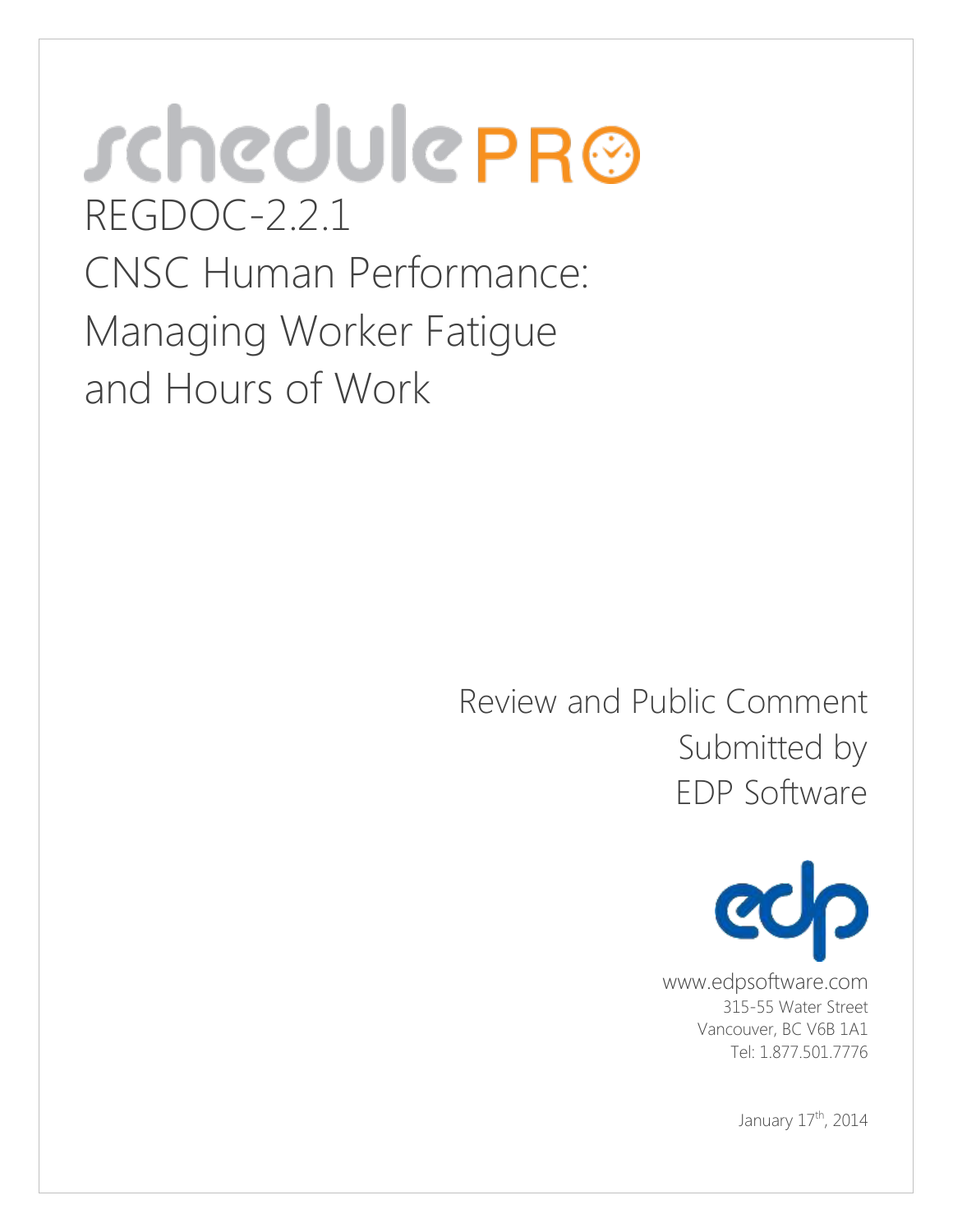# schedulePRO

# REGDOC-2.2.1 CNSC Human Performance: Managing Worker Fatigue and Hours of Work

Review and Public Comment
Submitted by
EDP Software

edp

www.edpsoftware.com
315-55 Water Street
Vancouver, BC V6B 1A1
Tel: 1.877.501.7776

January 17th, 2014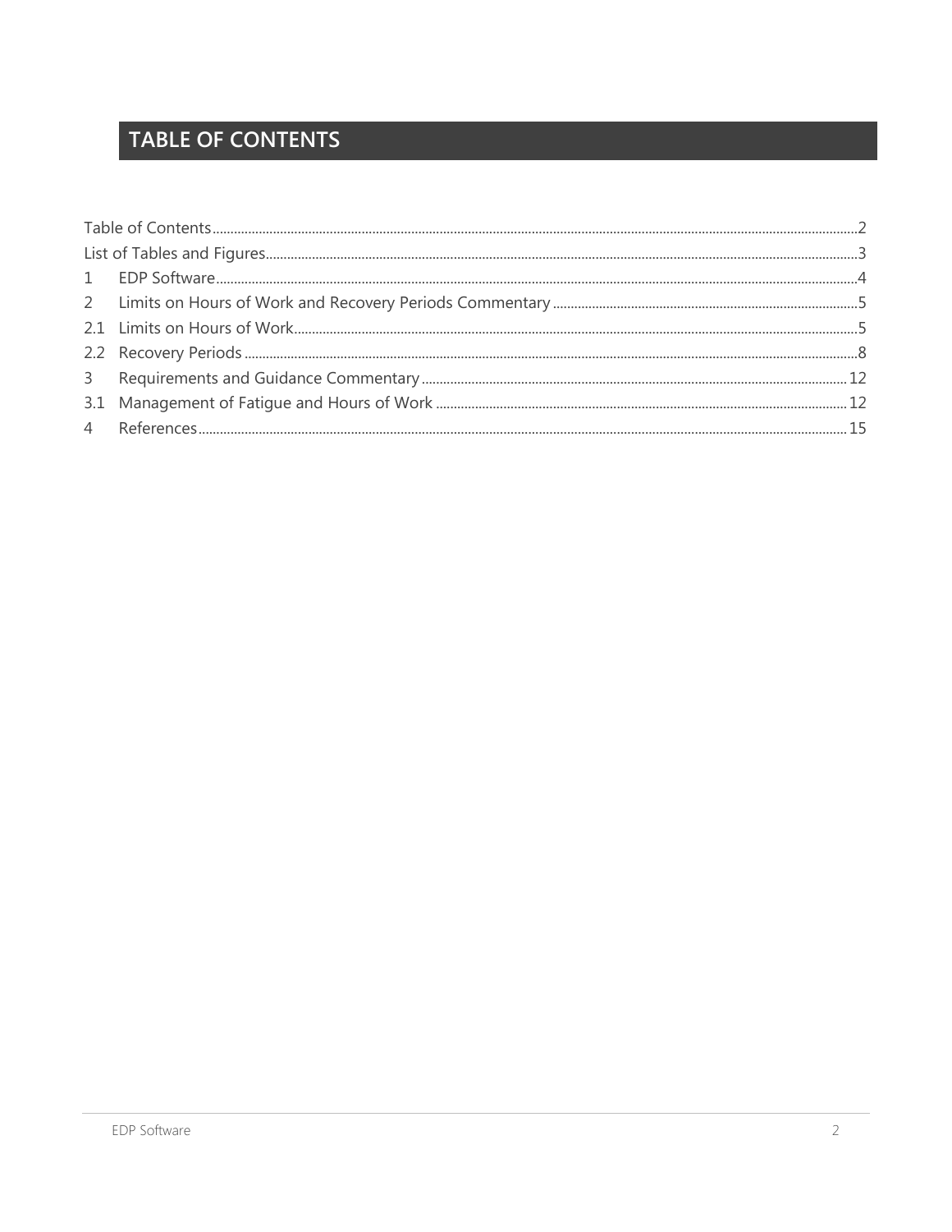# TABLE OF CONTENTS

Table of Contents ........ 2
List of Tables and Figures ........ 3
1 EDP Software ........ 4
2 Limits on Hours of Work and Recovery Periods Commentary ........ 5
2.1 Limits on Hours of Work ........ 5
2.2 Recovery Periods ........ 8
3 Requirements and Guidance Commentary ........ 12
3.1 Management of Fatigue and Hours of Work ........ 12
4 References ........ 15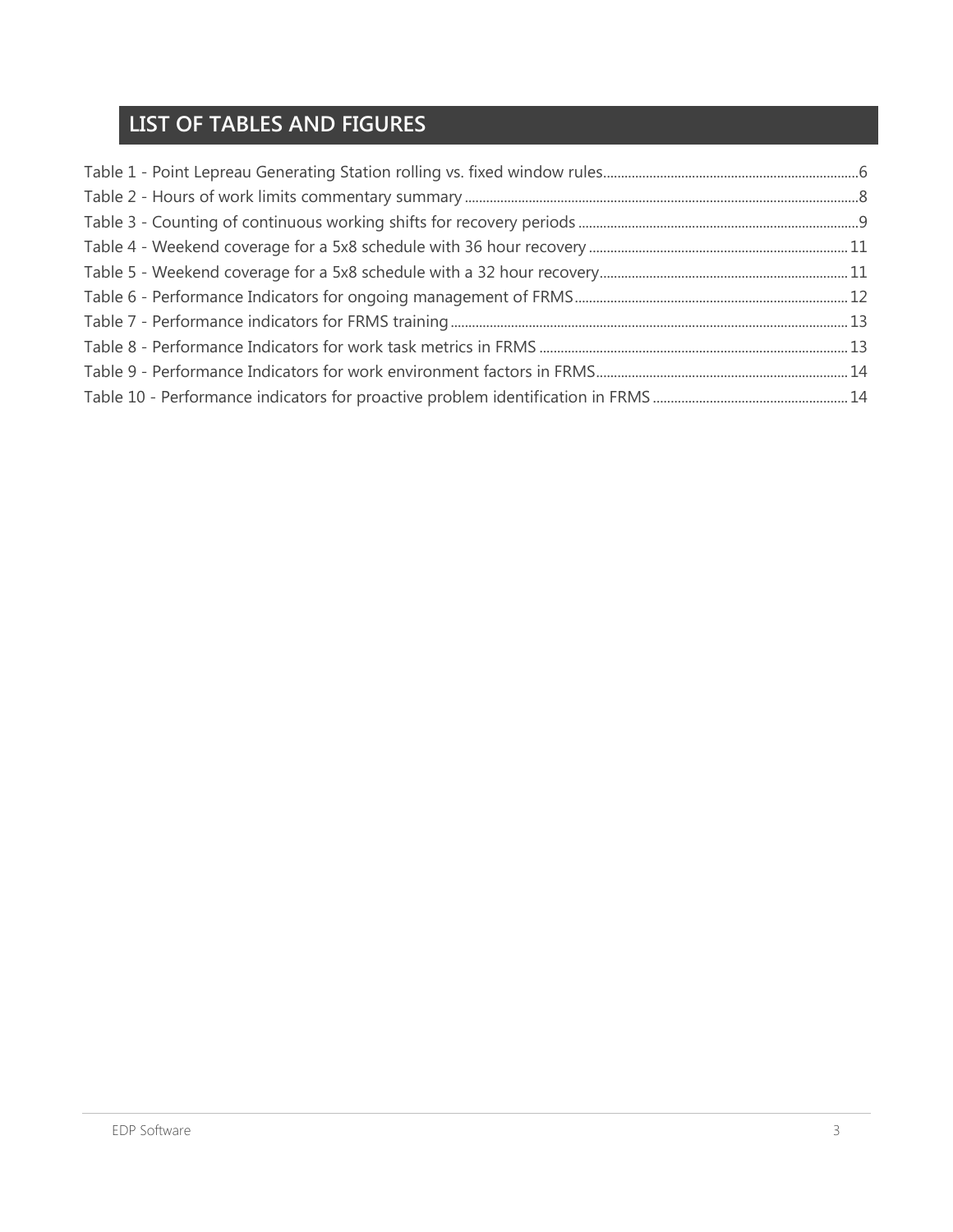# LIST OF TABLES AND FIGURES

Table 1 - Point Lepreau Generating Station rolling vs. fixed window rules....6
Table 2 - Hours of work limits commentary summary....8
Table 3 - Counting of continuous working shifts for recovery periods....9
Table 4 - Weekend coverage for a 5x8 schedule with 36 hour recovery....11
Table 5 - Weekend coverage for a 5x8 schedule with a 32 hour recovery....11
Table 6 - Performance Indicators for ongoing management of FRMS....12
Table 7 - Performance indicators for FRMS training....13
Table 8 - Performance Indicators for work task metrics in FRMS....13
Table 9 - Performance Indicators for work environment factors in FRMS....14
Table 10 - Performance indicators for proactive problem identification in FRMS....14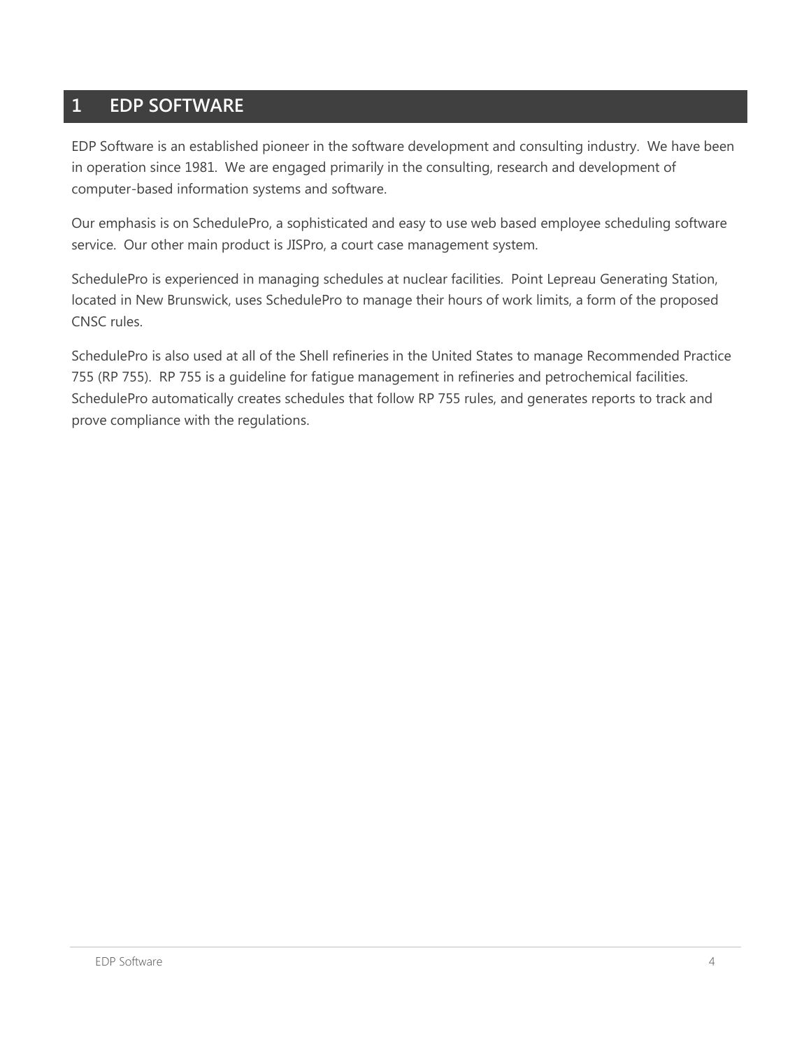# 1 EDP SOFTWARE

EDP Software is an established pioneer in the software development and consulting industry. We have been in operation since 1981. We are engaged primarily in the consulting, research and development of computer-based information systems and software.

Our emphasis is on SchedulePro, a sophisticated and easy to use web based employee scheduling software service. Our other main product is JISPro, a court case management system.

SchedulePro is experienced in managing schedules at nuclear facilities. Point Lepreau Generating Station, located in New Brunswick, uses SchedulePro to manage their hours of work limits, a form of the proposed CNSC rules.

SchedulePro is also used at all of the Shell refineries in the United States to manage Recommended Practice 755 (RP 755). RP 755 is a guideline for fatigue management in refineries and petrochemical facilities. SchedulePro automatically creates schedules that follow RP 755 rules, and generates reports to track and prove compliance with the regulations.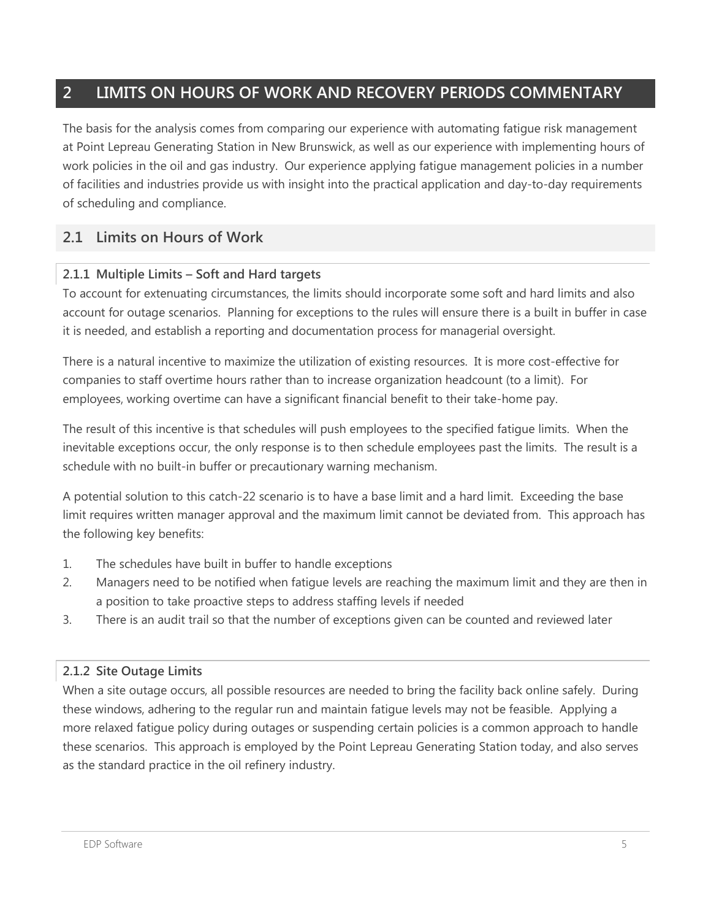# 2 LIMITS ON HOURS OF WORK AND RECOVERY PERIODS COMMENTARY

The basis for the analysis comes from comparing our experience with automating fatigue risk management at Point Lepreau Generating Station in New Brunswick, as well as our experience with implementing hours of work policies in the oil and gas industry. Our experience applying fatigue management policies in a number of facilities and industries provide us with insight into the practical application and day-to-day requirements of scheduling and compliance.

## 2.1 Limits on Hours of Work

### 2.1.1 Multiple Limits – Soft and Hard targets

To account for extenuating circumstances, the limits should incorporate some soft and hard limits and also account for outage scenarios. Planning for exceptions to the rules will ensure there is a built in buffer in case it is needed, and establish a reporting and documentation process for managerial oversight.

There is a natural incentive to maximize the utilization of existing resources. It is more cost-effective for companies to staff overtime hours rather than to increase organization headcount (to a limit). For employees, working overtime can have a significant financial benefit to their take-home pay.

The result of this incentive is that schedules will push employees to the specified fatigue limits. When the inevitable exceptions occur, the only response is to then schedule employees past the limits. The result is a schedule with no built-in buffer or precautionary warning mechanism.

A potential solution to this catch-22 scenario is to have a base limit and a hard limit. Exceeding the base limit requires written manager approval and the maximum limit cannot be deviated from. This approach has the following key benefits:

1. The schedules have built in buffer to handle exceptions
2. Managers need to be notified when fatigue levels are reaching the maximum limit and they are then in a position to take proactive steps to address staffing levels if needed
3. There is an audit trail so that the number of exceptions given can be counted and reviewed later

### 2.1.2 Site Outage Limits

When a site outage occurs, all possible resources are needed to bring the facility back online safely. During these windows, adhering to the regular run and maintain fatigue levels may not be feasible. Applying a more relaxed fatigue policy during outages or suspending certain policies is a common approach to handle these scenarios. This approach is employed by the Point Lepreau Generating Station today, and also serves as the standard practice in the oil refinery industry.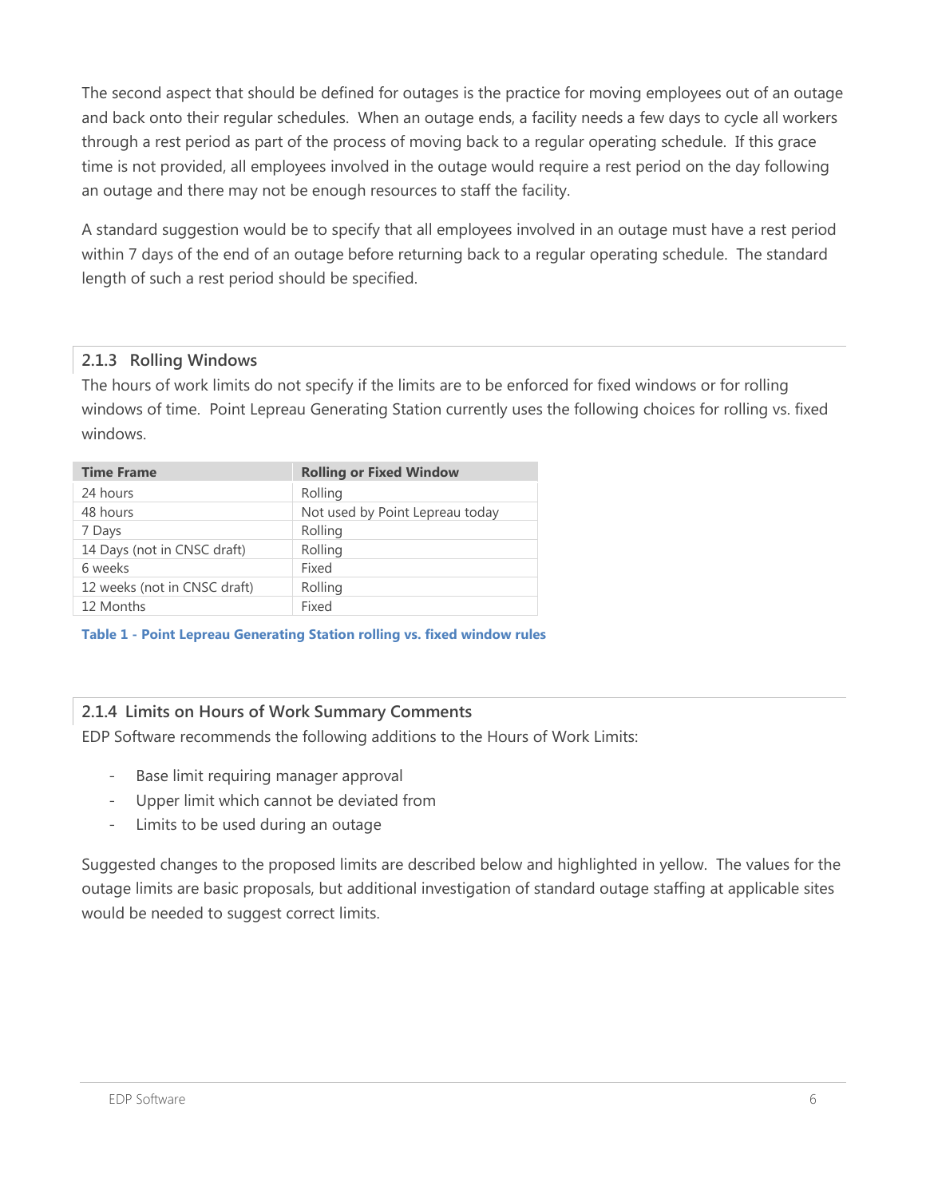The second aspect that should be defined for outages is the practice for moving employees out of an outage and back onto their regular schedules. When an outage ends, a facility needs a few days to cycle all workers through a rest period as part of the process of moving back to a regular operating schedule. If this grace time is not provided, all employees involved in the outage would require a rest period on the day following an outage and there may not be enough resources to staff the facility.

A standard suggestion would be to specify that all employees involved in an outage must have a rest period within 7 days of the end of an outage before returning back to a regular operating schedule. The standard length of such a rest period should be specified.

### 2.1.3 Rolling Windows

The hours of work limits do not specify if the limits are to be enforced for fixed windows or for rolling windows of time. Point Lepreau Generating Station currently uses the following choices for rolling vs. fixed windows.

| Time Frame | Rolling or Fixed Window |
|---|---|
| 24 hours | Rolling |
| 48 hours | Not used by Point Lepreau today |
| 7 Days | Rolling |
| 14 Days (not in CNSC draft) | Rolling |
| 6 weeks | Fixed |
| 12 weeks (not in CNSC draft) | Rolling |
| 12 Months | Fixed |

**Table 1 - Point Lepreau Generating Station rolling vs. fixed window rules**

### 2.1.4 Limits on Hours of Work Summary Comments

EDP Software recommends the following additions to the Hours of Work Limits:

- Base limit requiring manager approval
- Upper limit which cannot be deviated from
- Limits to be used during an outage

Suggested changes to the proposed limits are described below and highlighted in yellow. The values for the outage limits are basic proposals, but additional investigation of standard outage staffing at applicable sites would be needed to suggest correct limits.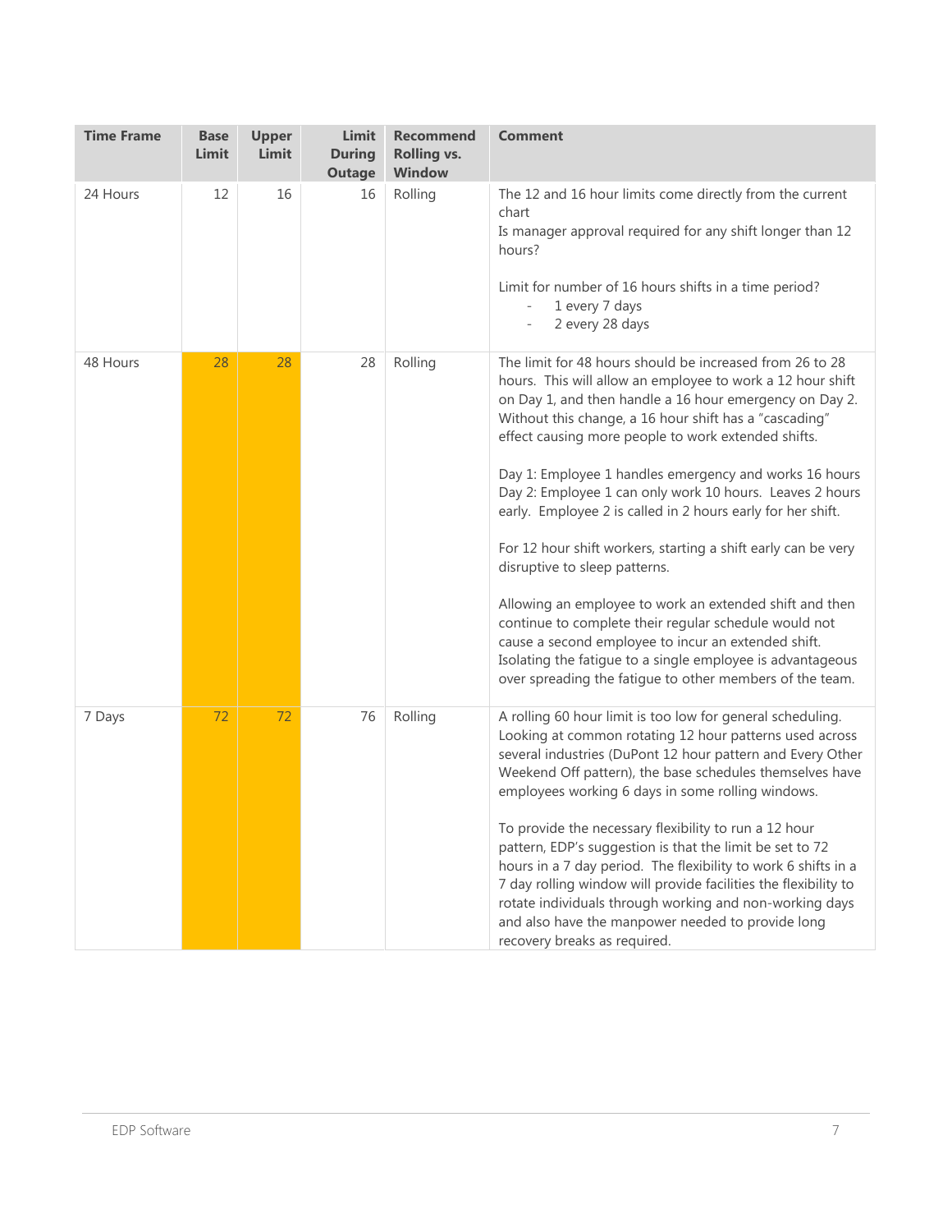| Time Frame | Base Limit | Upper Limit | Limit During Outage | Recommend Rolling vs. Window | Comment |
|---|---|---|---|---|---|
| 24 Hours | 12 | 16 | 16 | Rolling | The 12 and 16 hour limits come directly from the current chart<br>Is manager approval required for any shift longer than 12 hours?<br><br>Limit for number of 16 hours shifts in a time period?<br>- 1 every 7 days<br>- 2 every 28 days |
| 48 Hours | 28 | 28 | 28 | Rolling | The limit for 48 hours should be increased from 26 to 28 hours. This will allow an employee to work a 12 hour shift on Day 1, and then handle a 16 hour emergency on Day 2. Without this change, a 16 hour shift has a "cascading" effect causing more people to work extended shifts.<br><br>Day 1: Employee 1 handles emergency and works 16 hours<br>Day 2: Employee 1 can only work 10 hours. Leaves 2 hours early. Employee 2 is called in 2 hours early for her shift.<br><br>For 12 hour shift workers, starting a shift early can be very disruptive to sleep patterns.<br><br>Allowing an employee to work an extended shift and then continue to complete their regular schedule would not cause a second employee to incur an extended shift. Isolating the fatigue to a single employee is advantageous over spreading the fatigue to other members of the team. |
| 7 Days | 72 | 72 | 76 | Rolling | A rolling 60 hour limit is too low for general scheduling. Looking at common rotating 12 hour patterns used across several industries (DuPont 12 hour pattern and Every Other Weekend Off pattern), the base schedules themselves have employees working 6 days in some rolling windows.<br><br>To provide the necessary flexibility to run a 12 hour pattern, EDP's suggestion is that the limit be set to 72 hours in a 7 day period. The flexibility to work 6 shifts in a 7 day rolling window will provide facilities the flexibility to rotate individuals through working and non-working days and also have the manpower needed to provide long recovery breaks as required. |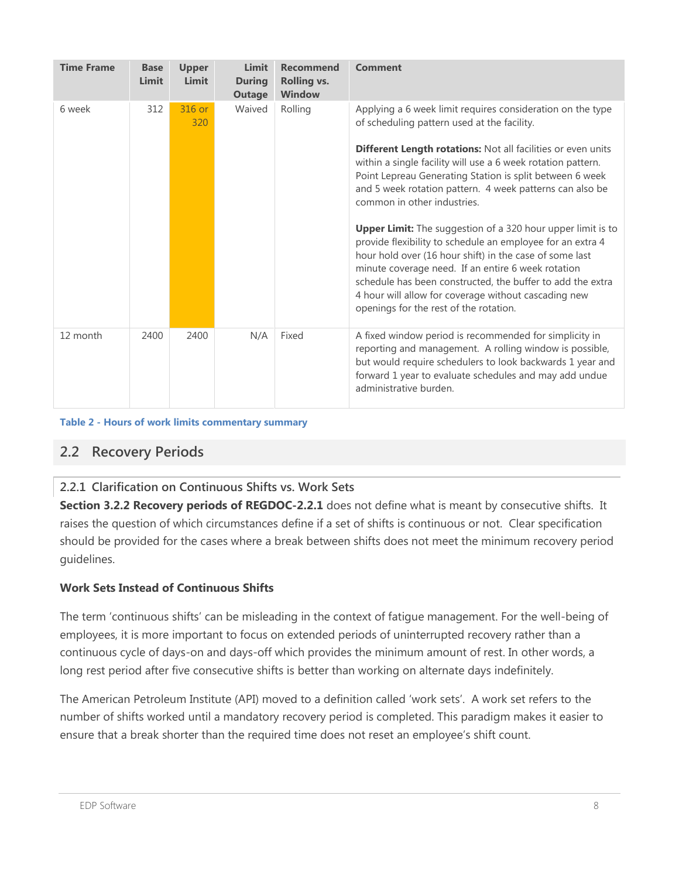| Time Frame | Base Limit | Upper Limit | Limit During Outage | Recommend Rolling vs. Window | Comment |
|---|---|---|---|---|---|
| 6 week | 312 | 316 or 320 | Waived | Rolling | Applying a 6 week limit requires consideration on the type of scheduling pattern used at the facility.<br><br>**Different Length rotations:** Not all facilities or even units within a single facility will use a 6 week rotation pattern. Point Lepreau Generating Station is split between 6 week and 5 week rotation pattern. 4 week patterns can also be common in other industries.<br><br>**Upper Limit:** The suggestion of a 320 hour upper limit is to provide flexibility to schedule an employee for an extra 4 hour hold over (16 hour shift) in the case of some last minute coverage need. If an entire 6 week rotation schedule has been constructed, the buffer to add the extra 4 hour will allow for coverage without cascading new openings for the rest of the rotation. |
| 12 month | 2400 | 2400 | N/A | Fixed | A fixed window period is recommended for simplicity in reporting and management. A rolling window is possible, but would require schedulers to look backwards 1 year and forward 1 year to evaluate schedules and may add undue administrative burden. |

**Table 2 - Hours of work limits commentary summary**

## 2.2 Recovery Periods

### 2.2.1 Clarification on Continuous Shifts vs. Work Sets

**Section 3.2.2 Recovery periods of REGDOC-2.2.1** does not define what is meant by consecutive shifts. It raises the question of which circumstances define if a set of shifts is continuous or not. Clear specification should be provided for the cases where a break between shifts does not meet the minimum recovery period guidelines.

**Work Sets Instead of Continuous Shifts**

The term 'continuous shifts' can be misleading in the context of fatigue management. For the well-being of employees, it is more important to focus on extended periods of uninterrupted recovery rather than a continuous cycle of days-on and days-off which provides the minimum amount of rest. In other words, a long rest period after five consecutive shifts is better than working on alternate days indefinitely.

The American Petroleum Institute (API) moved to a definition called 'work sets'. A work set refers to the number of shifts worked until a mandatory recovery period is completed. This paradigm makes it easier to ensure that a break shorter than the required time does not reset an employee's shift count.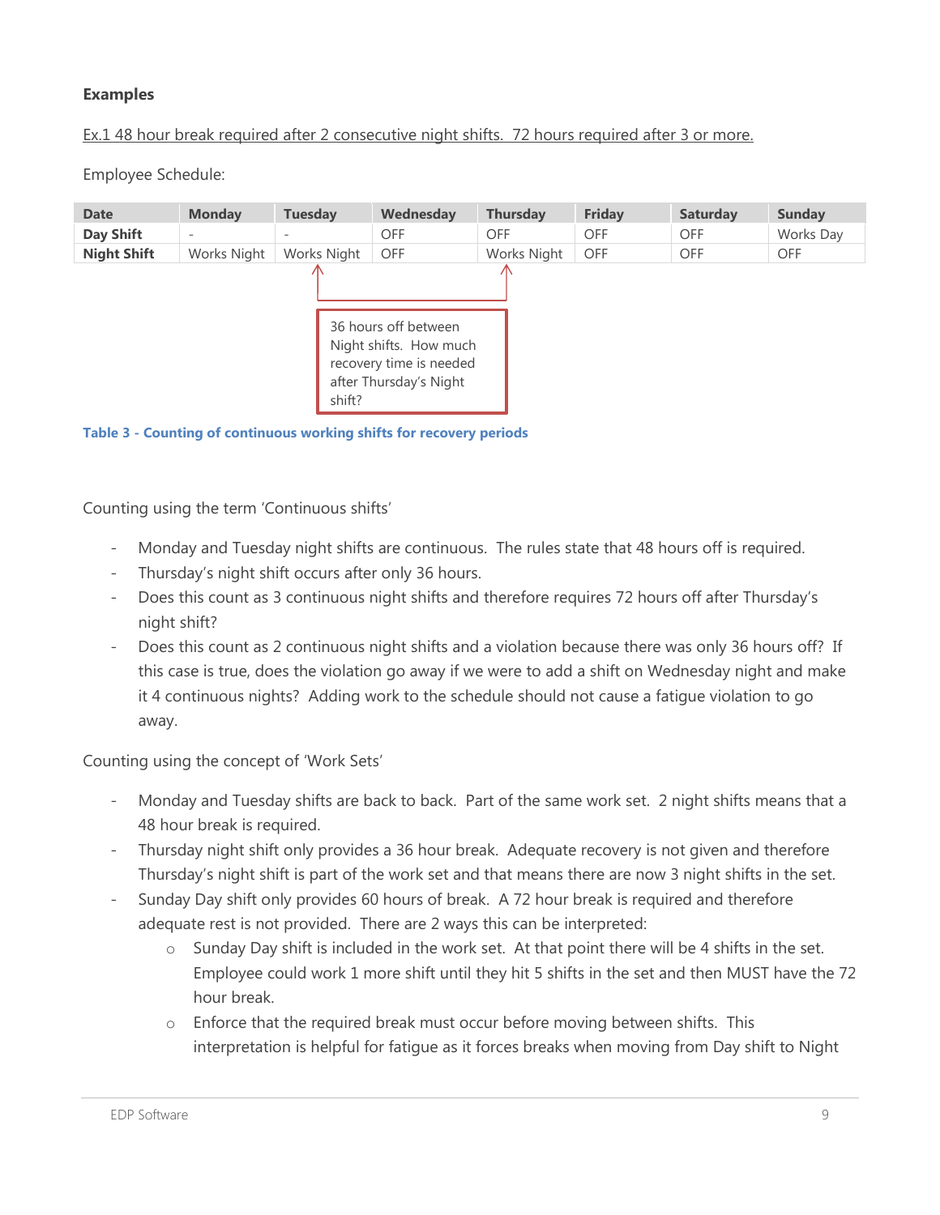**Examples**

Ex.1 48 hour break required after 2 consecutive night shifts. 72 hours required after 3 or more.

Employee Schedule:

| Date | Monday | Tuesday | Wednesday | Thursday | Friday | Saturday | Sunday |
|---|---|---|---|---|---|---|---|
| Day Shift | - | - | OFF | OFF | OFF | OFF | Works Day |
| Night Shift | Works Night | Works Night | OFF | Works Night | OFF | OFF | OFF |

36 hours off between Night shifts. How much recovery time is needed after Thursday's Night shift?

**Table 3 - Counting of continuous working shifts for recovery periods**

Counting using the term 'Continuous shifts'

- Monday and Tuesday night shifts are continuous. The rules state that 48 hours off is required.
- Thursday's night shift occurs after only 36 hours.
- Does this count as 3 continuous night shifts and therefore requires 72 hours off after Thursday's night shift?
- Does this count as 2 continuous night shifts and a violation because there was only 36 hours off? If this case is true, does the violation go away if we were to add a shift on Wednesday night and make it 4 continuous nights? Adding work to the schedule should not cause a fatigue violation to go away.

Counting using the concept of 'Work Sets'

- Monday and Tuesday shifts are back to back. Part of the same work set. 2 night shifts means that a 48 hour break is required.
- Thursday night shift only provides a 36 hour break. Adequate recovery is not given and therefore Thursday's night shift is part of the work set and that means there are now 3 night shifts in the set.
- Sunday Day shift only provides 60 hours of break. A 72 hour break is required and therefore adequate rest is not provided. There are 2 ways this can be interpreted:
    - Sunday Day shift is included in the work set. At that point there will be 4 shifts in the set. Employee could work 1 more shift until they hit 5 shifts in the set and then MUST have the 72 hour break.
    - Enforce that the required break must occur before moving between shifts. This interpretation is helpful for fatigue as it forces breaks when moving from Day shift to Night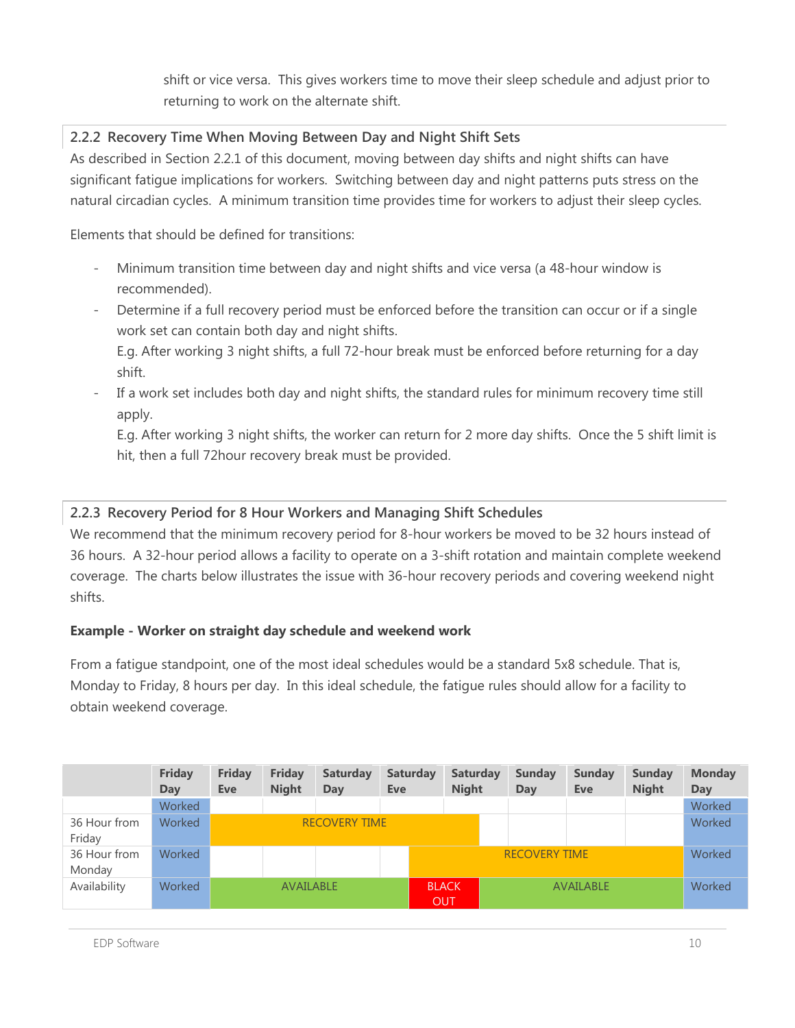shift or vice versa. This gives workers time to move their sleep schedule and adjust prior to returning to work on the alternate shift.

### 2.2.2 Recovery Time When Moving Between Day and Night Shift Sets

As described in Section 2.2.1 of this document, moving between day shifts and night shifts can have significant fatigue implications for workers. Switching between day and night patterns puts stress on the natural circadian cycles. A minimum transition time provides time for workers to adjust their sleep cycles.

Elements that should be defined for transitions:

- Minimum transition time between day and night shifts and vice versa (a 48-hour window is recommended).
- Determine if a full recovery period must be enforced before the transition can occur or if a single work set can contain both day and night shifts.
  E.g. After working 3 night shifts, a full 72-hour break must be enforced before returning for a day shift.
- If a work set includes both day and night shifts, the standard rules for minimum recovery time still apply.
  E.g. After working 3 night shifts, the worker can return for 2 more day shifts. Once the 5 shift limit is hit, then a full 72hour recovery break must be provided.

### 2.2.3 Recovery Period for 8 Hour Workers and Managing Shift Schedules

We recommend that the minimum recovery period for 8-hour workers be moved to be 32 hours instead of 36 hours. A 32-hour period allows a facility to operate on a 3-shift rotation and maintain complete weekend coverage. The charts below illustrates the issue with 36-hour recovery periods and covering weekend night shifts.

**Example - Worker on straight day schedule and weekend work**

From a fatigue standpoint, one of the most ideal schedules would be a standard 5x8 schedule. That is, Monday to Friday, 8 hours per day. In this ideal schedule, the fatigue rules should allow for a facility to obtain weekend coverage.

| | Friday Day | Friday Eve | Friday Night | Saturday Day | Saturday Eve | Saturday Night | Sunday Day | Sunday Eve | Sunday Night | Monday Day |
|---|---|---|---|---|---|---|---|---|---|---|
| | Worked | | | | | | | | | Worked |
| 36 Hour from Friday | Worked | RECOVERY TIME | | | | | | | | Worked |
| 36 Hour from Monday | Worked | | | | | RECOVERY TIME | | | | Worked |
| Availability | Worked | AVAILABLE | | | | BLACK OUT | AVAILABLE | | | Worked |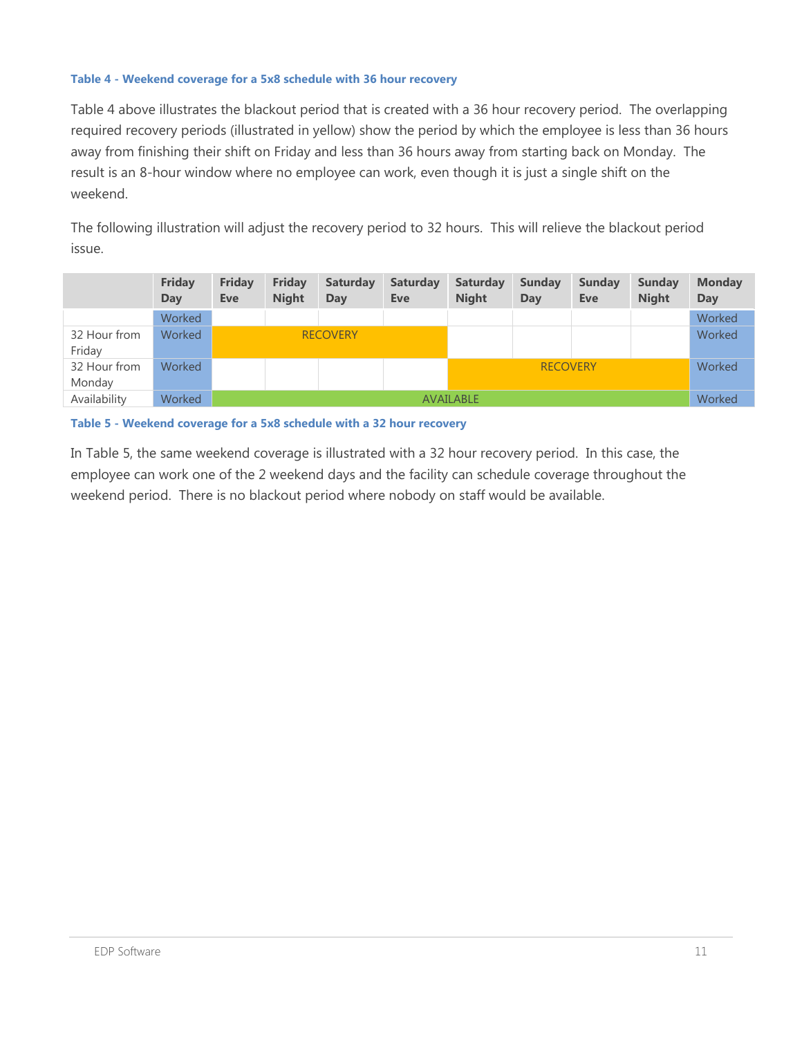**Table 4 - Weekend coverage for a 5x8 schedule with 36 hour recovery**

Table 4 above illustrates the blackout period that is created with a 36 hour recovery period. The overlapping required recovery periods (illustrated in yellow) show the period by which the employee is less than 36 hours away from finishing their shift on Friday and less than 36 hours away from starting back on Monday. The result is an 8-hour window where no employee can work, even though it is just a single shift on the weekend.

The following illustration will adjust the recovery period to 32 hours. This will relieve the blackout period issue.

| | Friday Day | Friday Eve | Friday Night | Saturday Day | Saturday Eve | Saturday Night | Sunday Day | Sunday Eve | Sunday Night | Monday Day |
|---|---|---|---|---|---|---|---|---|---|---|
| | Worked | | | | | | | | | Worked |
| 32 Hour from Friday | Worked | RECOVERY | | | | | | | | Worked |
| 32 Hour from Monday | Worked | | | | | RECOVERY | | | | Worked |
| Availability | Worked | AVAILABLE | | | | | | | | Worked |

**Table 5 - Weekend coverage for a 5x8 schedule with a 32 hour recovery**

In Table 5, the same weekend coverage is illustrated with a 32 hour recovery period. In this case, the employee can work one of the 2 weekend days and the facility can schedule coverage throughout the weekend period. There is no blackout period where nobody on staff would be available.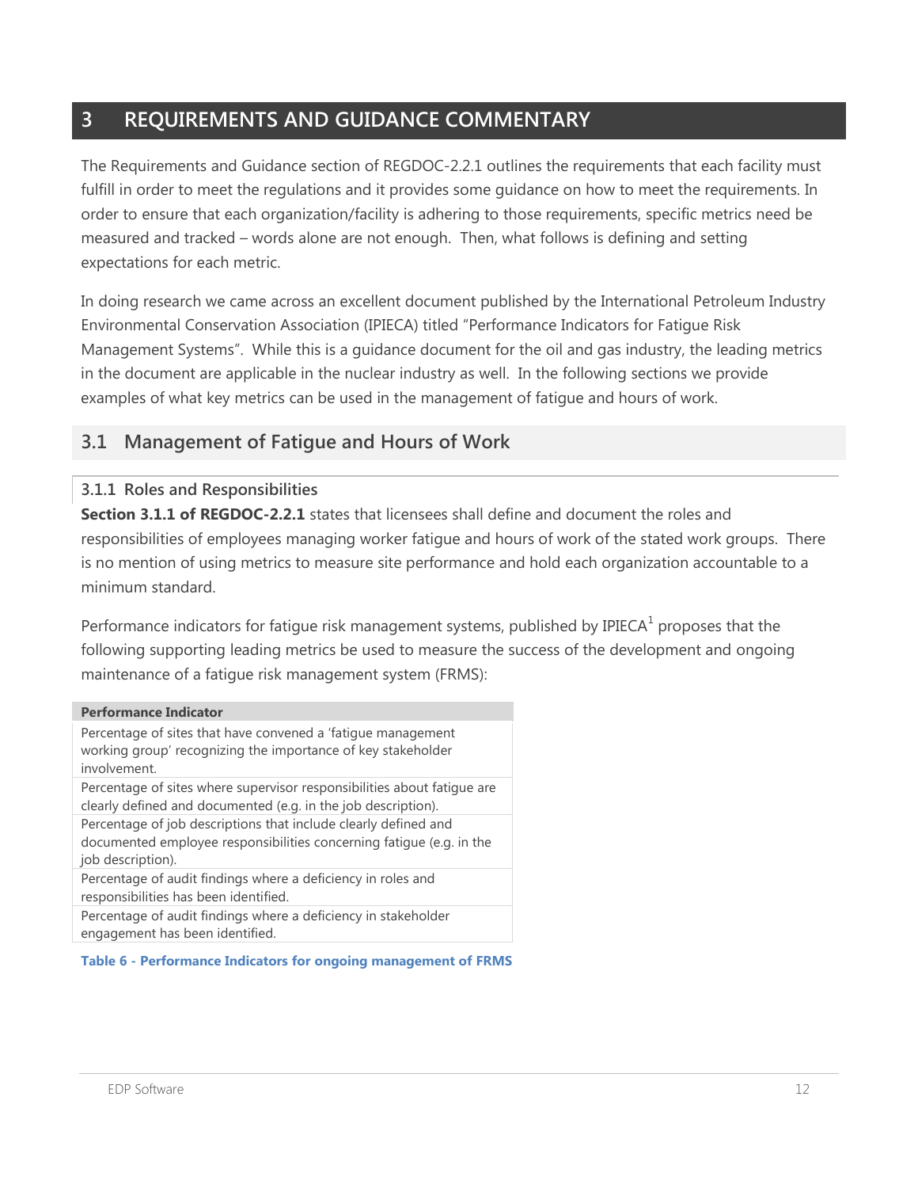# 3 REQUIREMENTS AND GUIDANCE COMMENTARY

The Requirements and Guidance section of REGDOC-2.2.1 outlines the requirements that each facility must fulfill in order to meet the regulations and it provides some guidance on how to meet the requirements. In order to ensure that each organization/facility is adhering to those requirements, specific metrics need be measured and tracked – words alone are not enough. Then, what follows is defining and setting expectations for each metric.

In doing research we came across an excellent document published by the International Petroleum Industry Environmental Conservation Association (IPIECA) titled "Performance Indicators for Fatigue Risk Management Systems". While this is a guidance document for the oil and gas industry, the leading metrics in the document are applicable in the nuclear industry as well. In the following sections we provide examples of what key metrics can be used in the management of fatigue and hours of work.

## 3.1 Management of Fatigue and Hours of Work

### 3.1.1 Roles and Responsibilities

**Section 3.1.1 of REGDOC-2.2.1** states that licensees shall define and document the roles and responsibilities of employees managing worker fatigue and hours of work of the stated work groups. There is no mention of using metrics to measure site performance and hold each organization accountable to a minimum standard.

Performance indicators for fatigue risk management systems, published by IPIECA[1] proposes that the following supporting leading metrics be used to measure the success of the development and ongoing maintenance of a fatigue risk management system (FRMS):

| Performance Indicator |
|---|
| Percentage of sites that have convened a 'fatigue management working group' recognizing the importance of key stakeholder involvement. |
| Percentage of sites where supervisor responsibilities about fatigue are clearly defined and documented (e.g. in the job description). |
| Percentage of job descriptions that include clearly defined and documented employee responsibilities concerning fatigue (e.g. in the job description). |
| Percentage of audit findings where a deficiency in roles and responsibilities has been identified. |
| Percentage of audit findings where a deficiency in stakeholder engagement has been identified. |

**Table 6 - Performance Indicators for ongoing management of FRMS**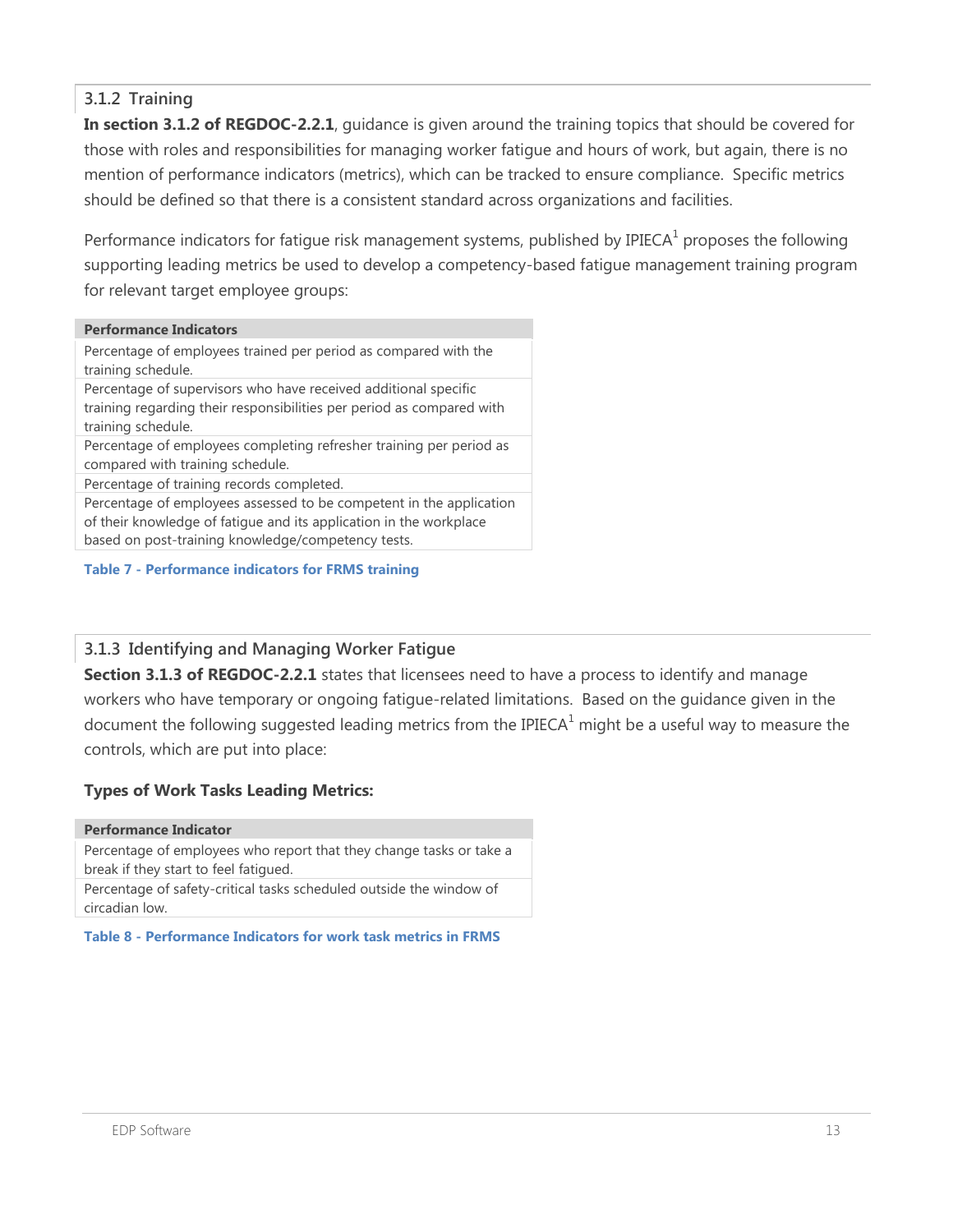### 3.1.2 Training

**In section 3.1.2 of REGDOC-2.2.1**, guidance is given around the training topics that should be covered for those with roles and responsibilities for managing worker fatigue and hours of work, but again, there is no mention of performance indicators (metrics), which can be tracked to ensure compliance. Specific metrics should be defined so that there is a consistent standard across organizations and facilities.

Performance indicators for fatigue risk management systems, published by IPIECA[1] proposes the following supporting leading metrics be used to develop a competency-based fatigue management training program for relevant target employee groups:

| Performance Indicators |
| --- |
| Percentage of employees trained per period as compared with the training schedule. |
| Percentage of supervisors who have received additional specific training regarding their responsibilities per period as compared with training schedule. |
| Percentage of employees completing refresher training per period as compared with training schedule. |
| Percentage of training records completed. |
| Percentage of employees assessed to be competent in the application of their knowledge of fatigue and its application in the workplace based on post-training knowledge/competency tests. |

**Table 7 - Performance indicators for FRMS training**

### 3.1.3 Identifying and Managing Worker Fatigue

**Section 3.1.3 of REGDOC-2.2.1** states that licensees need to have a process to identify and manage workers who have temporary or ongoing fatigue-related limitations. Based on the guidance given in the document the following suggested leading metrics from the IPIECA[1] might be a useful way to measure the controls, which are put into place:

**Types of Work Tasks Leading Metrics:**

| Performance Indicator |
| --- |
| Percentage of employees who report that they change tasks or take a break if they start to feel fatigued. |
| Percentage of safety-critical tasks scheduled outside the window of circadian low. |

**Table 8 - Performance Indicators for work task metrics in FRMS**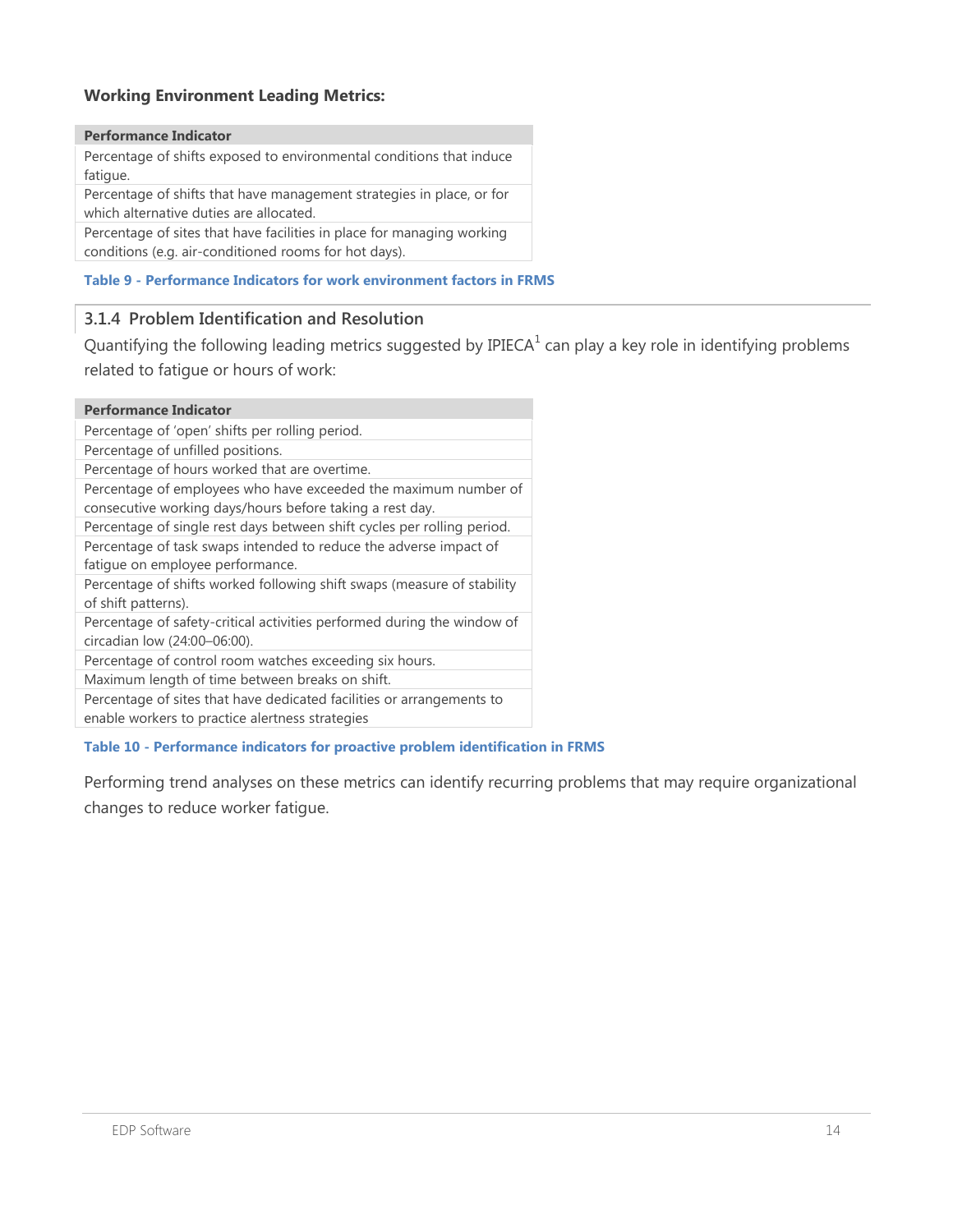**Working Environment Leading Metrics:**

| Performance Indicator |
|---|
| Percentage of shifts exposed to environmental conditions that induce fatigue. |
| Percentage of shifts that have management strategies in place, or for which alternative duties are allocated. |
| Percentage of sites that have facilities in place for managing working conditions (e.g. air-conditioned rooms for hot days). |

**Table 9 - Performance Indicators for work environment factors in FRMS**

### 3.1.4 Problem Identification and Resolution

Quantifying the following leading metrics suggested by IPIECA[1] can play a key role in identifying problems related to fatigue or hours of work:

| Performance Indicator |
|---|
| Percentage of 'open' shifts per rolling period. |
| Percentage of unfilled positions. |
| Percentage of hours worked that are overtime. |
| Percentage of employees who have exceeded the maximum number of consecutive working days/hours before taking a rest day. |
| Percentage of single rest days between shift cycles per rolling period. |
| Percentage of task swaps intended to reduce the adverse impact of fatigue on employee performance. |
| Percentage of shifts worked following shift swaps (measure of stability of shift patterns). |
| Percentage of safety-critical activities performed during the window of circadian low (24:00–06:00). |
| Percentage of control room watches exceeding six hours. |
| Maximum length of time between breaks on shift. |
| Percentage of sites that have dedicated facilities or arrangements to enable workers to practice alertness strategies |

**Table 10 - Performance indicators for proactive problem identification in FRMS**

Performing trend analyses on these metrics can identify recurring problems that may require organizational changes to reduce worker fatigue.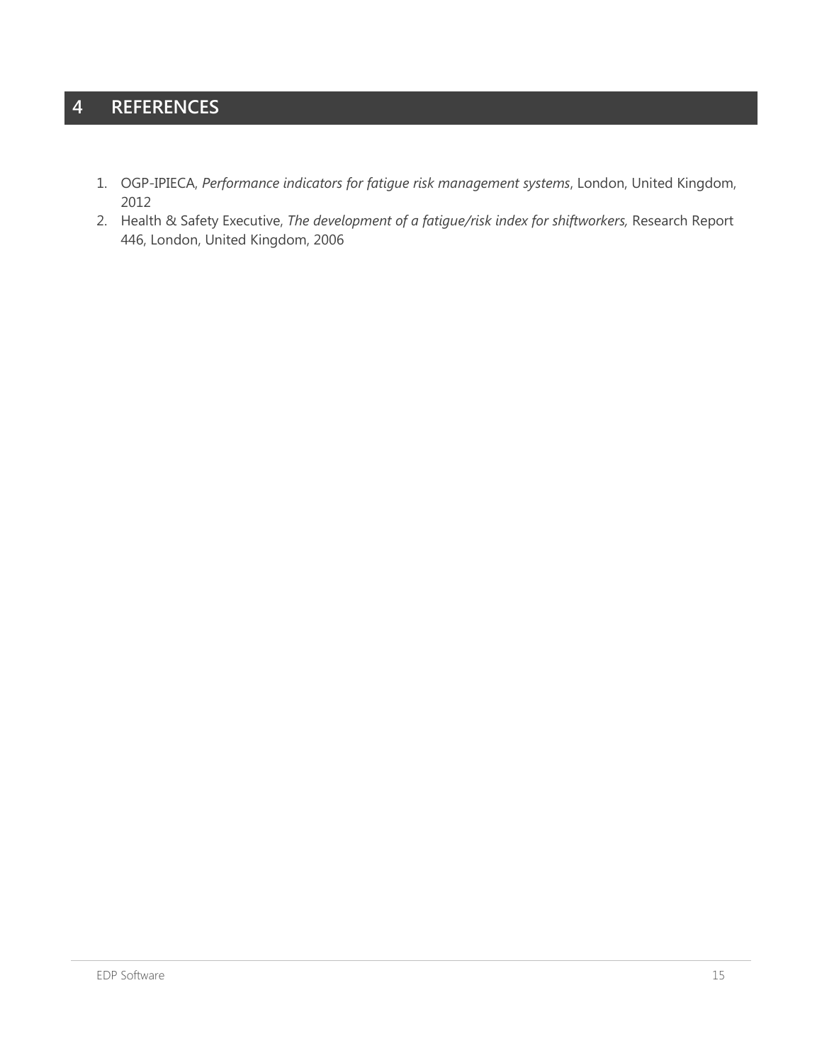# 4 REFERENCES

1. OGP-IPIECA, *Performance indicators for fatigue risk management systems*, London, United Kingdom, 2012
2. Health & Safety Executive, *The development of a fatigue/risk index for shiftworkers,* Research Report 446, London, United Kingdom, 2006